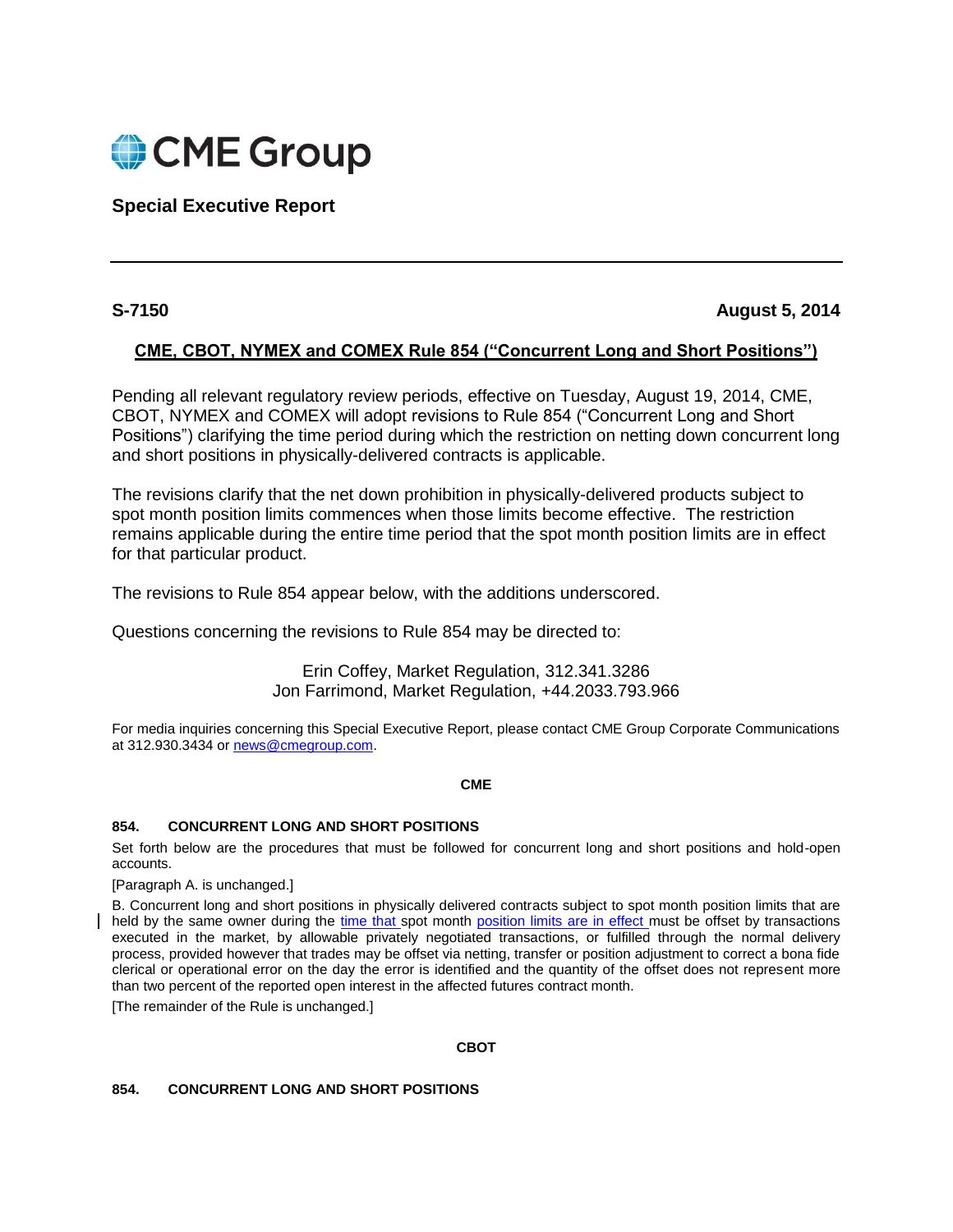CME Group

**Special Executive Report**

---

**S-7150** **August 5, 2014**

## CME, CBOT, NYMEX and COMEX Rule 854 ("Concurrent Long and Short Positions")

Pending all relevant regulatory review periods, effective on Tuesday, August 19, 2014, CME, CBOT, NYMEX and COMEX will adopt revisions to Rule 854 ("Concurrent Long and Short Positions") clarifying the time period during which the restriction on netting down concurrent long and short positions in physically-delivered contracts is applicable.

The revisions clarify that the net down prohibition in physically-delivered products subject to spot month position limits commences when those limits become effective. The restriction remains applicable during the entire time period that the spot month position limits are in effect for that particular product.

The revisions to Rule 854 appear below, with the additions underscored.

Questions concerning the revisions to Rule 854 may be directed to:

Erin Coffey, Market Regulation, 312.341.3286
Jon Farrimond, Market Regulation, +44.2033.793.966

For media inquiries concerning this Special Executive Report, please contact CME Group Corporate Communications at 312.930.3434 or news@cmegroup.com.

**CME**

**854. CONCURRENT LONG AND SHORT POSITIONS**

Set forth below are the procedures that must be followed for concurrent long and short positions and hold-open accounts.

[Paragraph A. is unchanged.]

B. Concurrent long and short positions in physically delivered contracts subject to spot month position limits that are held by the same owner during the <u>time that</u> spot month <u>position limits are in effect</u> must be offset by transactions executed in the market, by allowable privately negotiated transactions, or fulfilled through the normal delivery process, provided however that trades may be offset via netting, transfer or position adjustment to correct a bona fide clerical or operational error on the day the error is identified and the quantity of the offset does not represent more than two percent of the reported open interest in the affected futures contract month.

[The remainder of the Rule is unchanged.]

**CBOT**

**854. CONCURRENT LONG AND SHORT POSITIONS**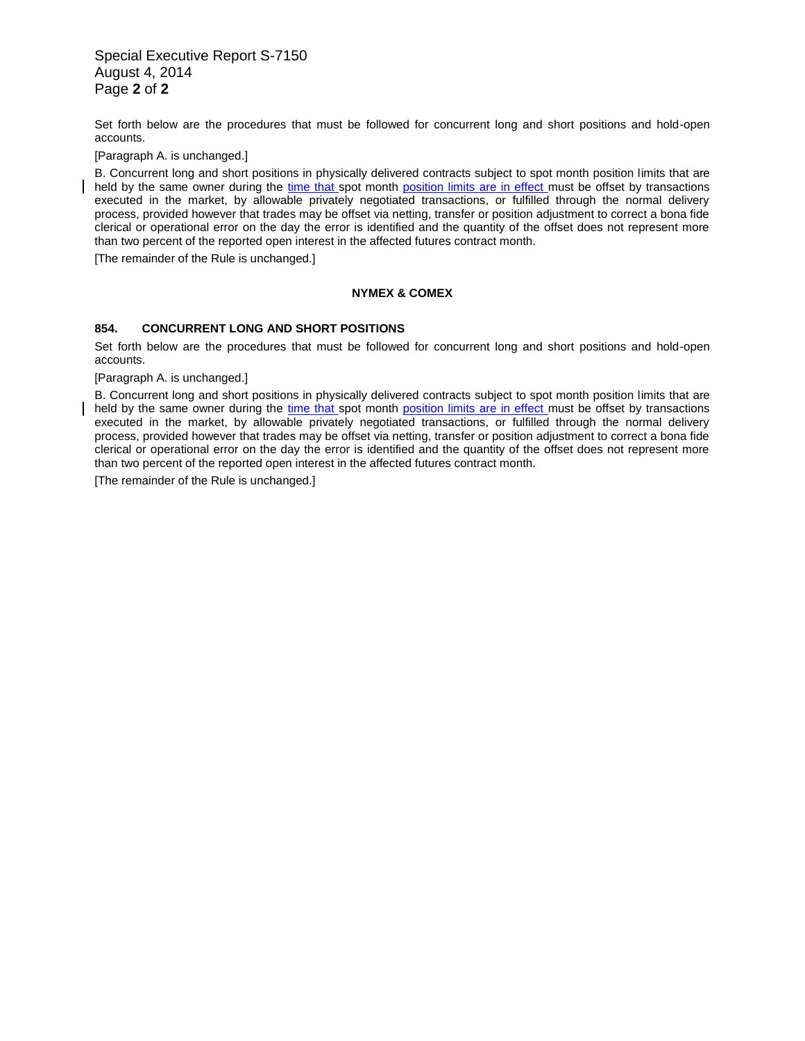Set forth below are the procedures that must be followed for concurrent long and short positions and hold-open accounts.

[Paragraph A. is unchanged.]

B. Concurrent long and short positions in physically delivered contracts subject to spot month position limits that are held by the same owner during the time that spot month position limits are in effect must be offset by transactions executed in the market, by allowable privately negotiated transactions, or fulfilled through the normal delivery process, provided however that trades may be offset via netting, transfer or position adjustment to correct a bona fide clerical or operational error on the day the error is identified and the quantity of the offset does not represent more than two percent of the reported open interest in the affected futures contract month.

[The remainder of the Rule is unchanged.]

## NYMEX & COMEX

### 854. CONCURRENT LONG AND SHORT POSITIONS

Set forth below are the procedures that must be followed for concurrent long and short positions and hold-open accounts.

[Paragraph A. is unchanged.]

B. Concurrent long and short positions in physically delivered contracts subject to spot month position limits that are held by the same owner during the time that spot month position limits are in effect must be offset by transactions executed in the market, by allowable privately negotiated transactions, or fulfilled through the normal delivery process, provided however that trades may be offset via netting, transfer or position adjustment to correct a bona fide clerical or operational error on the day the error is identified and the quantity of the offset does not represent more than two percent of the reported open interest in the affected futures contract month.

[The remainder of the Rule is unchanged.]